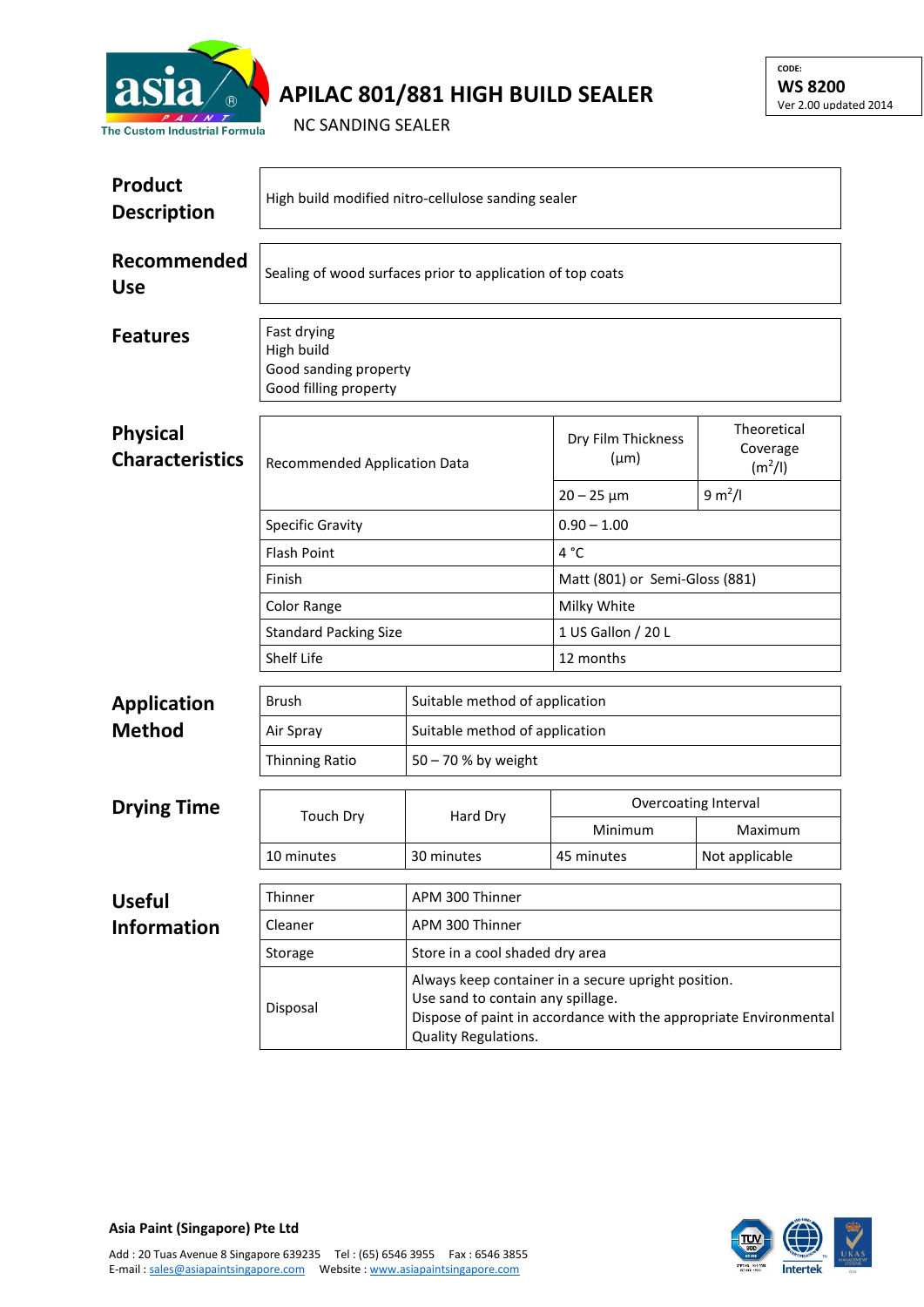# APILAC 801/881 HIGH BUILD SEALER

NC SANDING SEALER

CODE:
**WS 8200**
Ver 2.00 updated 2014

## Product Description

High build modified nitro-cellulose sanding sealer

## Recommended Use

Sealing of wood surfaces prior to application of top coats

## Features

Fast drying
High build
Good sanding property
Good filling property

## Physical Characteristics

| | Dry Film Thickness (µm) | Theoretical Coverage ($m^2/l$) |
|---|---|---|
| Recommended Application Data | 20 – 25 µm | 9 $m^2/l$ |
| Specific Gravity | 0.90 – 1.00 | |
| Flash Point | 4 °C | |
| Finish | Matt (801) or Semi-Gloss (881) | |
| Color Range | Milky White | |
| Standard Packing Size | 1 US Gallon / 20 L | |
| Shelf Life | 12 months | |

## Application Method

| | |
|---|---|
| Brush | Suitable method of application |
| Air Spray | Suitable method of application |
| Thinning Ratio | 50 – 70 % by weight |

## Drying Time

| Touch Dry | Hard Dry | Overcoating Interval | |
|---|---|---|---|
| | | Minimum | Maximum |
| 10 minutes | 30 minutes | 45 minutes | Not applicable |

## Useful Information

| | |
|---|---|
| Thinner | APM 300 Thinner |
| Cleaner | APM 300 Thinner |
| Storage | Store in a cool shaded dry area |
| Disposal | Always keep container in a secure upright position. Use sand to contain any spillage. Dispose of paint in accordance with the appropriate Environmental Quality Regulations. |

**Asia Paint (Singapore) Pte Ltd**

Add : 20 Tuas Avenue 8 Singapore 639235 Tel : (65) 6546 3955 Fax : 6546 3855
E-mail : sales@asiapaintsingapore.com Website : www.asiapaintsingapore.com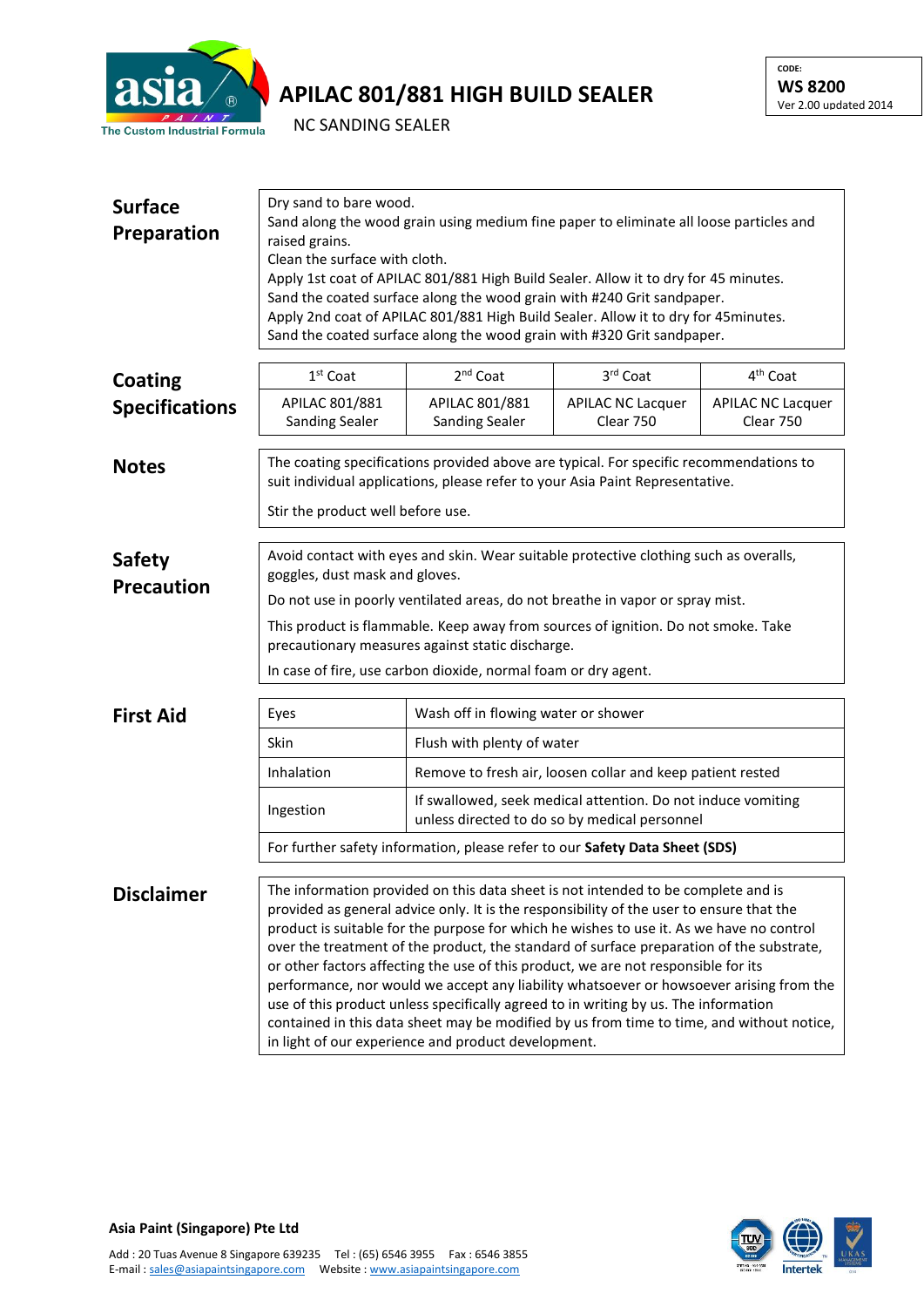# APILAC 801/881 HIGH BUILD SEALER

NC SANDING SEALER

CODE:
**WS 8200**
Ver 2.00 updated 2014

## Surface Preparation

Dry sand to bare wood.
Sand along the wood grain using medium fine paper to eliminate all loose particles and raised grains.
Clean the surface with cloth.
Apply 1st coat of APILAC 801/881 High Build Sealer. Allow it to dry for 45 minutes.
Sand the coated surface along the wood grain with #240 Grit sandpaper.
Apply 2nd coat of APILAC 801/881 High Build Sealer. Allow it to dry for 45minutes.
Sand the coated surface along the wood grain with #320 Grit sandpaper.

## Coating Specifications

| 1st Coat | 2nd Coat | 3rd Coat | 4th Coat |
|---|---|---|---|
| APILAC 801/881 Sanding Sealer | APILAC 801/881 Sanding Sealer | APILAC NC Lacquer Clear 750 | APILAC NC Lacquer Clear 750 |

## Notes

The coating specifications provided above are typical. For specific recommendations to suit individual applications, please refer to your Asia Paint Representative.

Stir the product well before use.

## Safety Precaution

Avoid contact with eyes and skin. Wear suitable protective clothing such as overalls, goggles, dust mask and gloves.

Do not use in poorly ventilated areas, do not breathe in vapor or spray mist.

This product is flammable. Keep away from sources of ignition. Do not smoke. Take precautionary measures against static discharge.

In case of fire, use carbon dioxide, normal foam or dry agent.

## First Aid

| | |
|---|---|
| Eyes | Wash off in flowing water or shower |
| Skin | Flush with plenty of water |
| Inhalation | Remove to fresh air, loosen collar and keep patient rested |
| Ingestion | If swallowed, seek medical attention. Do not induce vomiting unless directed to do so by medical personnel |

For further safety information, please refer to our **Safety Data Sheet (SDS)**

## Disclaimer

The information provided on this data sheet is not intended to be complete and is provided as general advice only. It is the responsibility of the user to ensure that the product is suitable for the purpose for which he wishes to use it. As we have no control over the treatment of the product, the standard of surface preparation of the substrate, or other factors affecting the use of this product, we are not responsible for its performance, nor would we accept any liability whatsoever or howsoever arising from the use of this product unless specifically agreed to in writing by us. The information contained in this data sheet may be modified by us from time to time, and without notice, in light of our experience and product development.

**Asia Paint (Singapore) Pte Ltd**

Add : 20 Tuas Avenue 8 Singapore 639235 Tel : (65) 6546 3955 Fax : 6546 3855
E-mail : sales@asiapaintsingapore.com Website : www.asiapaintsingapore.com